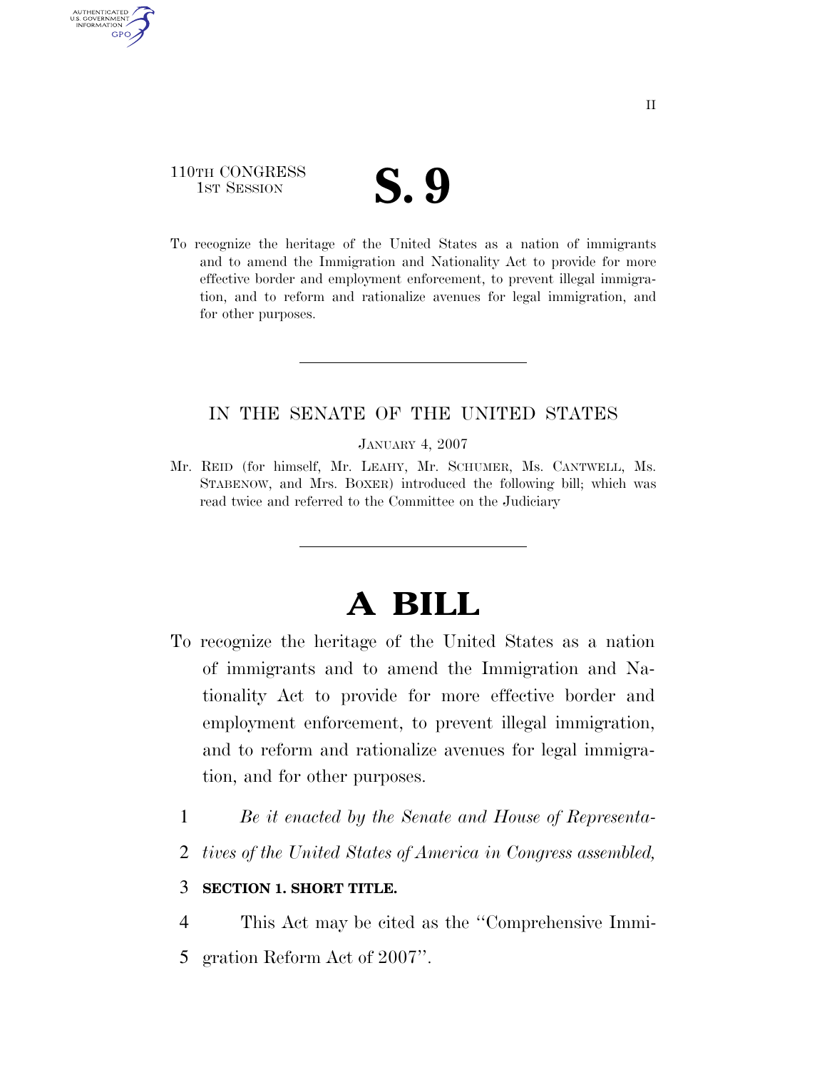110TH CONGRESS
1ST SESSION

# S. 9

To recognize the heritage of the United States as a nation of immigrants and to amend the Immigration and Nationality Act to provide for more effective border and employment enforcement, to prevent illegal immigration, and to reform and rationalize avenues for legal immigration, and for other purposes.

---

IN THE SENATE OF THE UNITED STATES

JANUARY 4, 2007

Mr. REID (for himself, Mr. LEAHY, Mr. SCHUMER, Ms. CANTWELL, Ms. STABENOW, and Mrs. BOXER) introduced the following bill; which was read twice and referred to the Committee on the Judiciary

---

# A BILL

To recognize the heritage of the United States as a nation of immigrants and to amend the Immigration and Nationality Act to provide for more effective border and employment enforcement, to prevent illegal immigration, and to reform and rationalize avenues for legal immigration, and for other purposes.

*Be it enacted by the Senate and House of Representatives of the United States of America in Congress assembled,*

**SECTION 1. SHORT TITLE.**

This Act may be cited as the ''Comprehensive Immigration Reform Act of 2007''.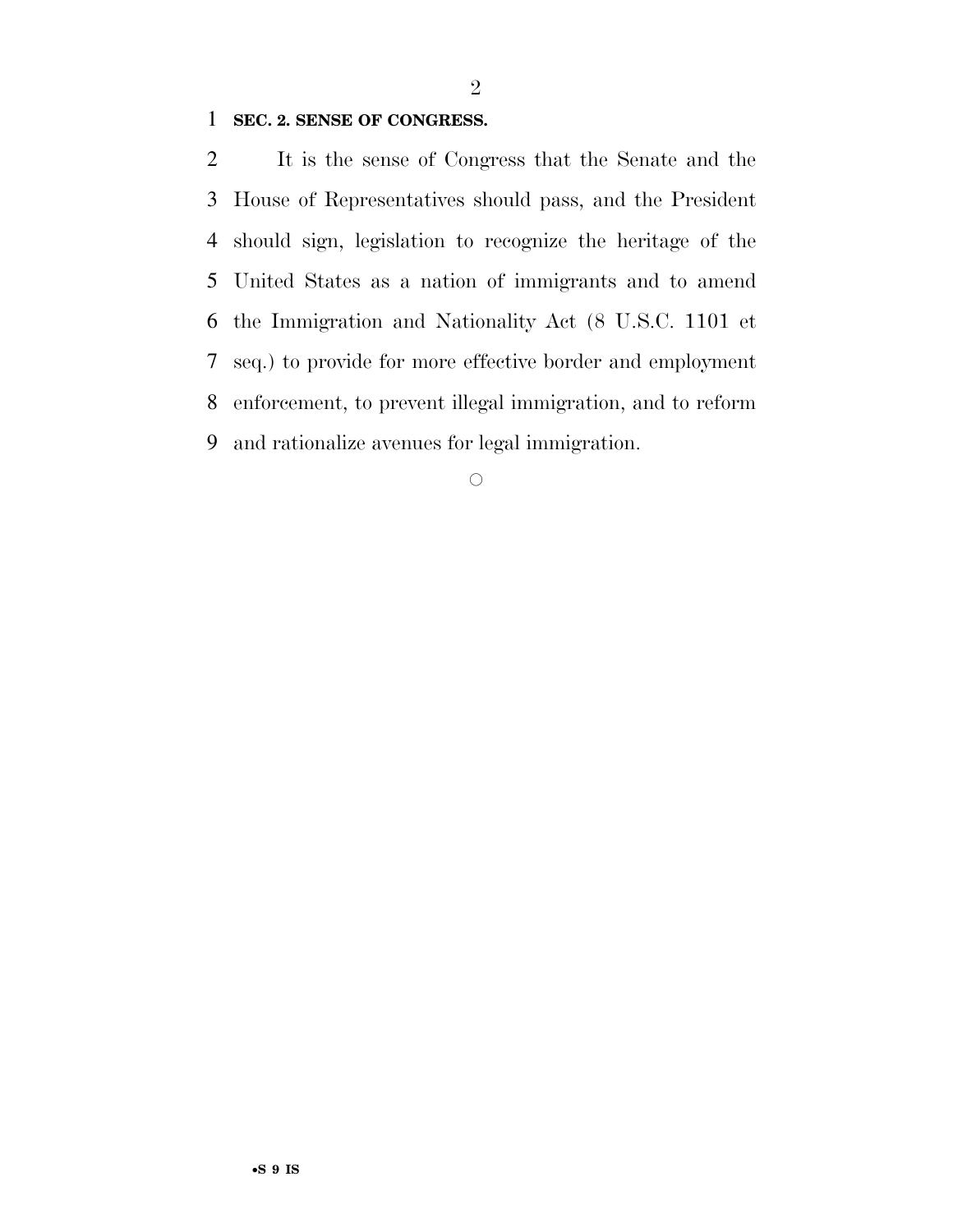**SEC. 2. SENSE OF CONGRESS.**

It is the sense of Congress that the Senate and the House of Representatives should pass, and the President should sign, legislation to recognize the heritage of the United States as a nation of immigrants and to amend the Immigration and Nationality Act (8 U.S.C. 1101 et seq.) to provide for more effective border and employment enforcement, to prevent illegal immigration, and to reform and rationalize avenues for legal immigration.

○